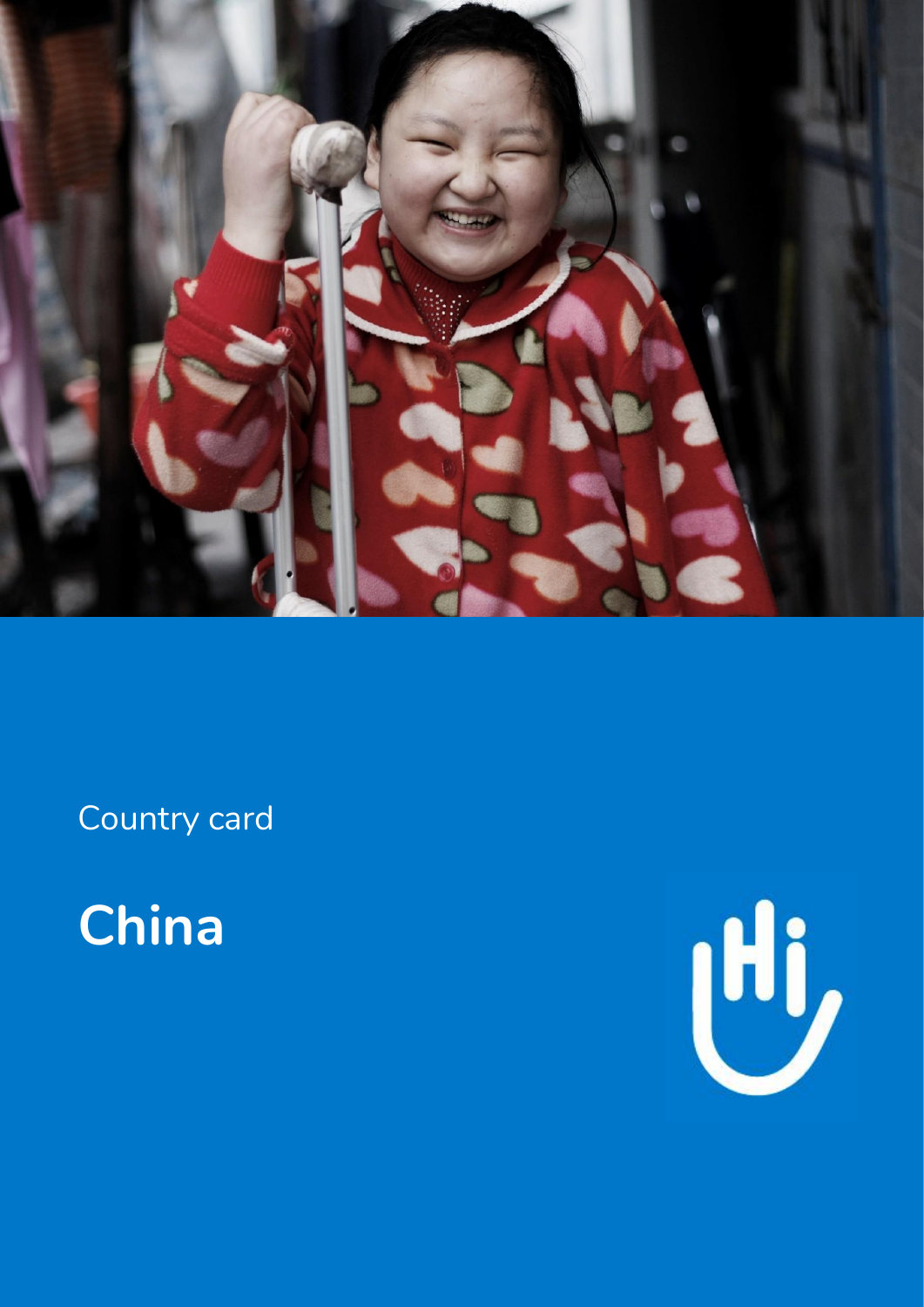Country card

# China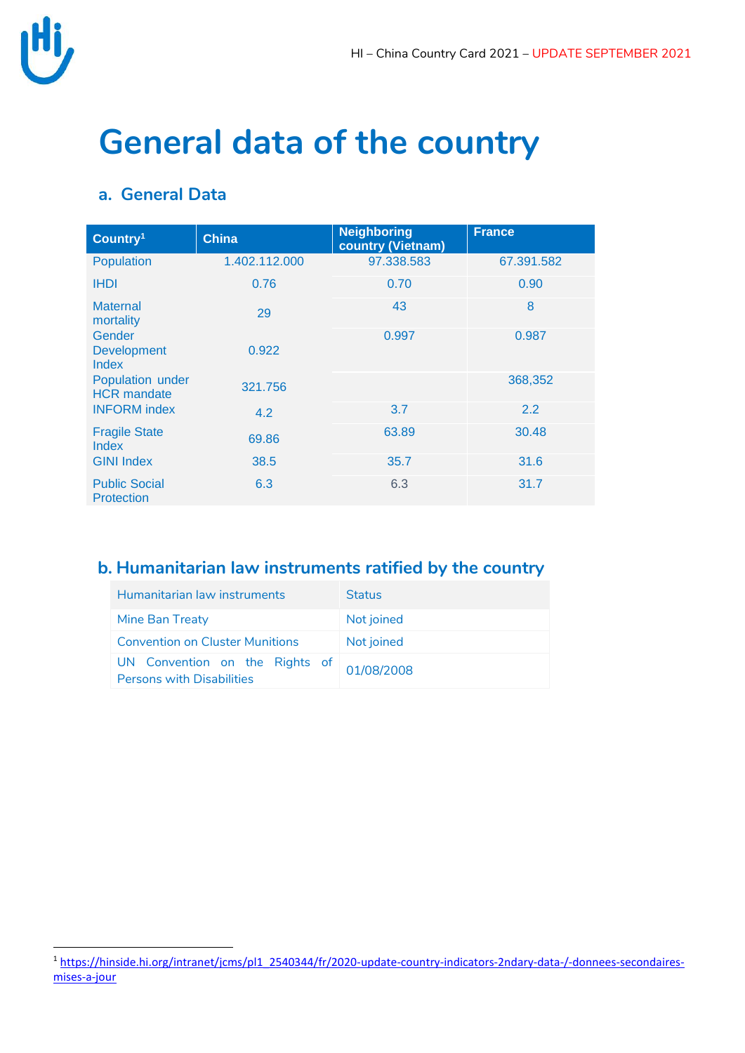# General data of the country

## a. General Data

| Country[1] | China | Neighboring country (Vietnam) | France |
|---|---|---|---|
| Population | 1.402.112.000 | 97.338.583 | 67.391.582 |
| IHDI | 0.76 | 0.70 | 0.90 |
| Maternal mortality | 29 | 43 | 8 |
| Gender Development Index | 0.922 | 0.997 | 0.987 |
| Population under HCR mandate | 321.756 | | 368,352 |
| INFORM index | 4.2 | 3.7 | 2.2 |
| Fragile State Index | 69.86 | 63.89 | 30.48 |
| GINI Index | 38.5 | 35.7 | 31.6 |
| Public Social Protection | 6.3 | 6.3 | 31.7 |

## b. Humanitarian law instruments ratified by the country

| Humanitarian law instruments | Status |
|---|---|
| Mine Ban Treaty | Not joined |
| Convention on Cluster Munitions | Not joined |
| UN Convention on the Rights of Persons with Disabilities | 01/08/2008 |

[1] https://hinside.hi.org/intranet/jcms/pl1_2540344/fr/2020-update-country-indicators-2ndary-data-/-donnees-secondaires-mises-a-jour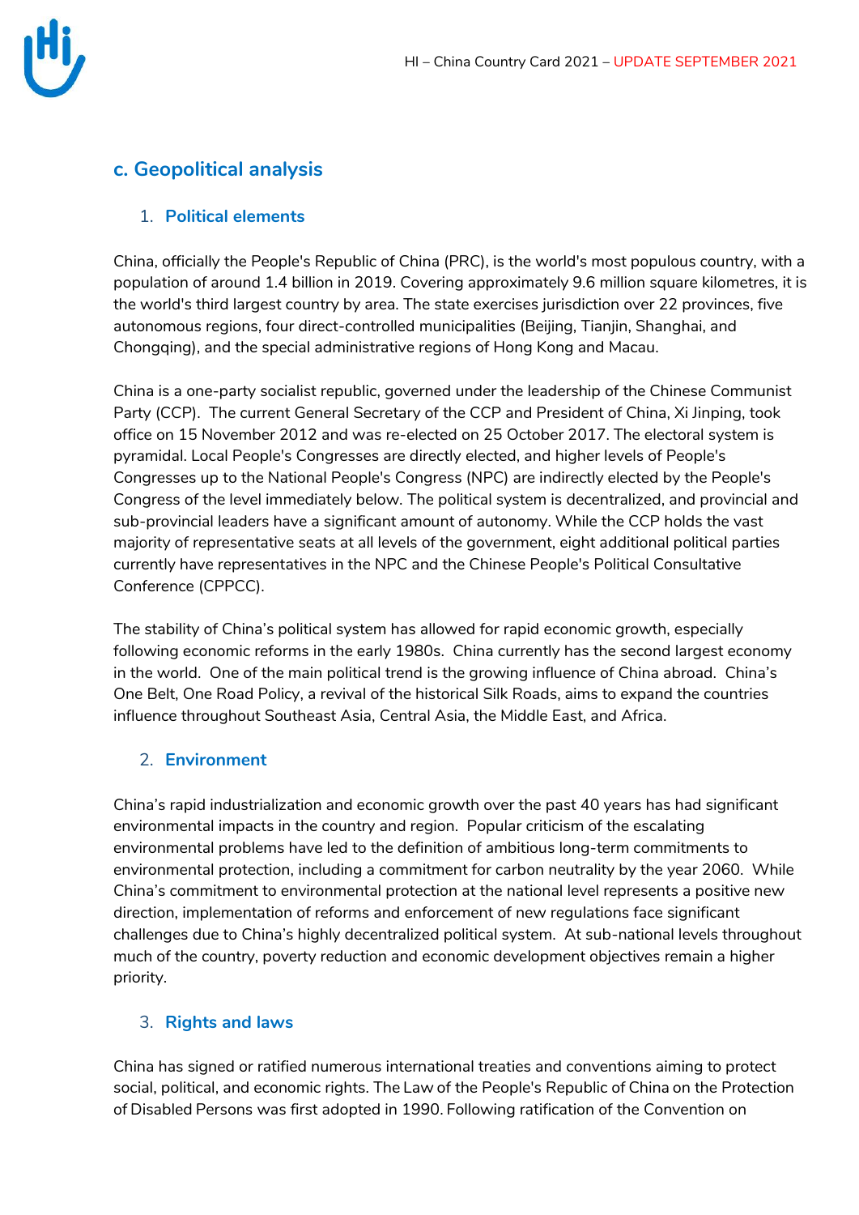## c. Geopolitical analysis

### 1. Political elements

China, officially the People's Republic of China (PRC), is the world's most populous country, with a population of around 1.4 billion in 2019. Covering approximately 9.6 million square kilometres, it is the world's third largest country by area. The state exercises jurisdiction over 22 provinces, five autonomous regions, four direct-controlled municipalities (Beijing, Tianjin, Shanghai, and Chongqing), and the special administrative regions of Hong Kong and Macau.

China is a one-party socialist republic, governed under the leadership of the Chinese Communist Party (CCP). The current General Secretary of the CCP and President of China, Xi Jinping, took office on 15 November 2012 and was re-elected on 25 October 2017. The electoral system is pyramidal. Local People's Congresses are directly elected, and higher levels of People's Congresses up to the National People's Congress (NPC) are indirectly elected by the People's Congress of the level immediately below. The political system is decentralized, and provincial and sub-provincial leaders have a significant amount of autonomy. While the CCP holds the vast majority of representative seats at all levels of the government, eight additional political parties currently have representatives in the NPC and the Chinese People's Political Consultative Conference (CPPCC).

The stability of China's political system has allowed for rapid economic growth, especially following economic reforms in the early 1980s. China currently has the second largest economy in the world. One of the main political trend is the growing influence of China abroad. China's One Belt, One Road Policy, a revival of the historical Silk Roads, aims to expand the countries influence throughout Southeast Asia, Central Asia, the Middle East, and Africa.

### 2. Environment

China's rapid industrialization and economic growth over the past 40 years has had significant environmental impacts in the country and region. Popular criticism of the escalating environmental problems have led to the definition of ambitious long-term commitments to environmental protection, including a commitment for carbon neutrality by the year 2060. While China's commitment to environmental protection at the national level represents a positive new direction, implementation of reforms and enforcement of new regulations face significant challenges due to China's highly decentralized political system. At sub-national levels throughout much of the country, poverty reduction and economic development objectives remain a higher priority.

### 3. Rights and laws

China has signed or ratified numerous international treaties and conventions aiming to protect social, political, and economic rights. The Law of the People's Republic of China on the Protection of Disabled Persons was first adopted in 1990. Following ratification of the Convention on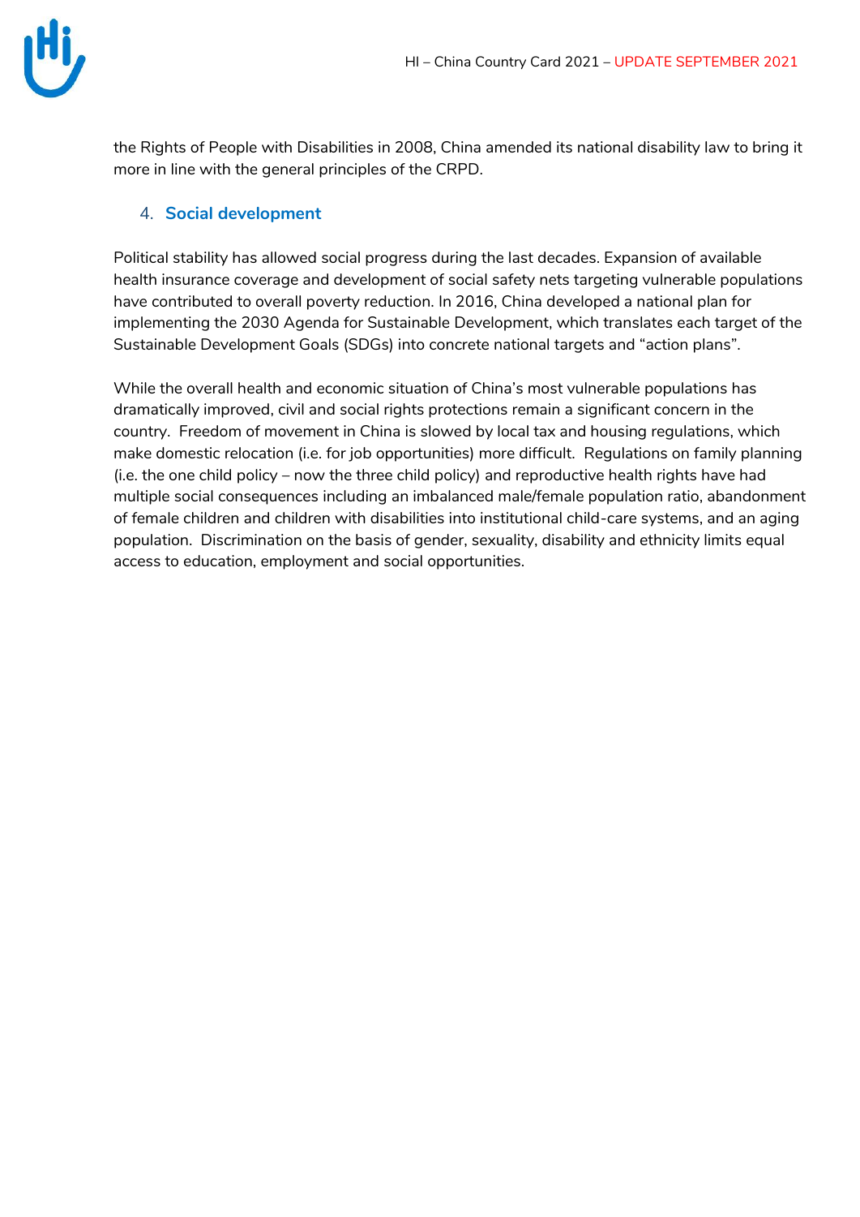the Rights of People with Disabilities in 2008, China amended its national disability law to bring it more in line with the general principles of the CRPD.

## 4. Social development

Political stability has allowed social progress during the last decades. Expansion of available health insurance coverage and development of social safety nets targeting vulnerable populations have contributed to overall poverty reduction. In 2016, China developed a national plan for implementing the 2030 Agenda for Sustainable Development, which translates each target of the Sustainable Development Goals (SDGs) into concrete national targets and "action plans".

While the overall health and economic situation of China's most vulnerable populations has dramatically improved, civil and social rights protections remain a significant concern in the country. Freedom of movement in China is slowed by local tax and housing regulations, which make domestic relocation (i.e. for job opportunities) more difficult. Regulations on family planning (i.e. the one child policy – now the three child policy) and reproductive health rights have had multiple social consequences including an imbalanced male/female population ratio, abandonment of female children and children with disabilities into institutional child-care systems, and an aging population. Discrimination on the basis of gender, sexuality, disability and ethnicity limits equal access to education, employment and social opportunities.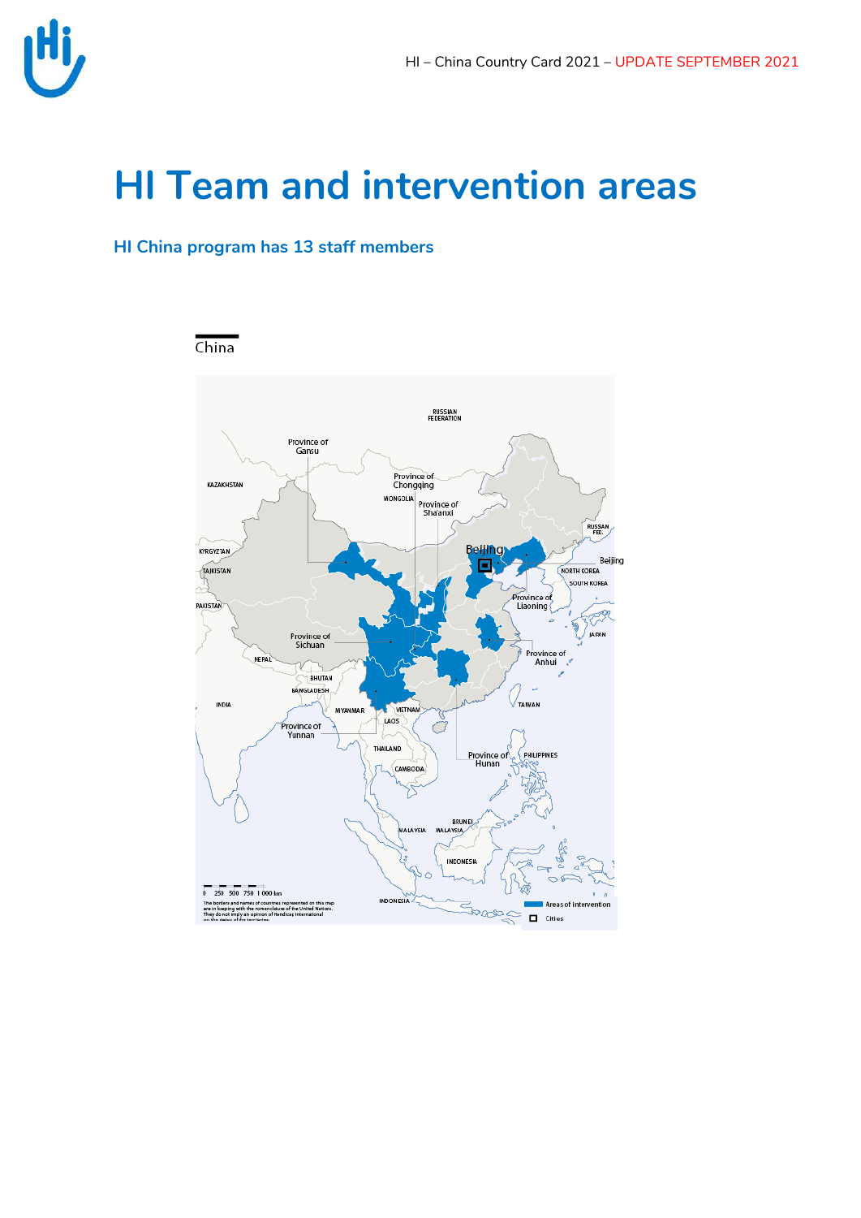# HI Team and intervention areas

### HI China program has 13 staff members

China

RUSSIAN FEDERATION

Province of Gansu

Province of Chongqing

KAZAKHSTAN

MONGOLIA

Province of Shaanxi

RUSSIAN FED.

KYRGYZTAN

Beijing

Beijing

TAJIKISTAN

NORTH KOREA

SOUTH KOREA

PAKISTAN

Province of Liaoning

JAPAN

Province of Sichuan

NEPAL

Province of Anhui

BHUTAN

BANGLADESH

INDIA

MYANMAR

VIETNAM

TAIWAN

LAOS

Province of Yunnan

THAILAND

Province of Hunan

PHILIPPINES

CAMBODIA

BRUNEI

MALAYSIA

MALAYSIA

INDONESIA

0 250 500 750 1 000 km

The borders and names of countries represented on this map are in keeping with the nomenclature of the United Nations. They do not imply an opinion of Handicap International on the status of the territories.

INDONESIA

Areas of intervention

Cities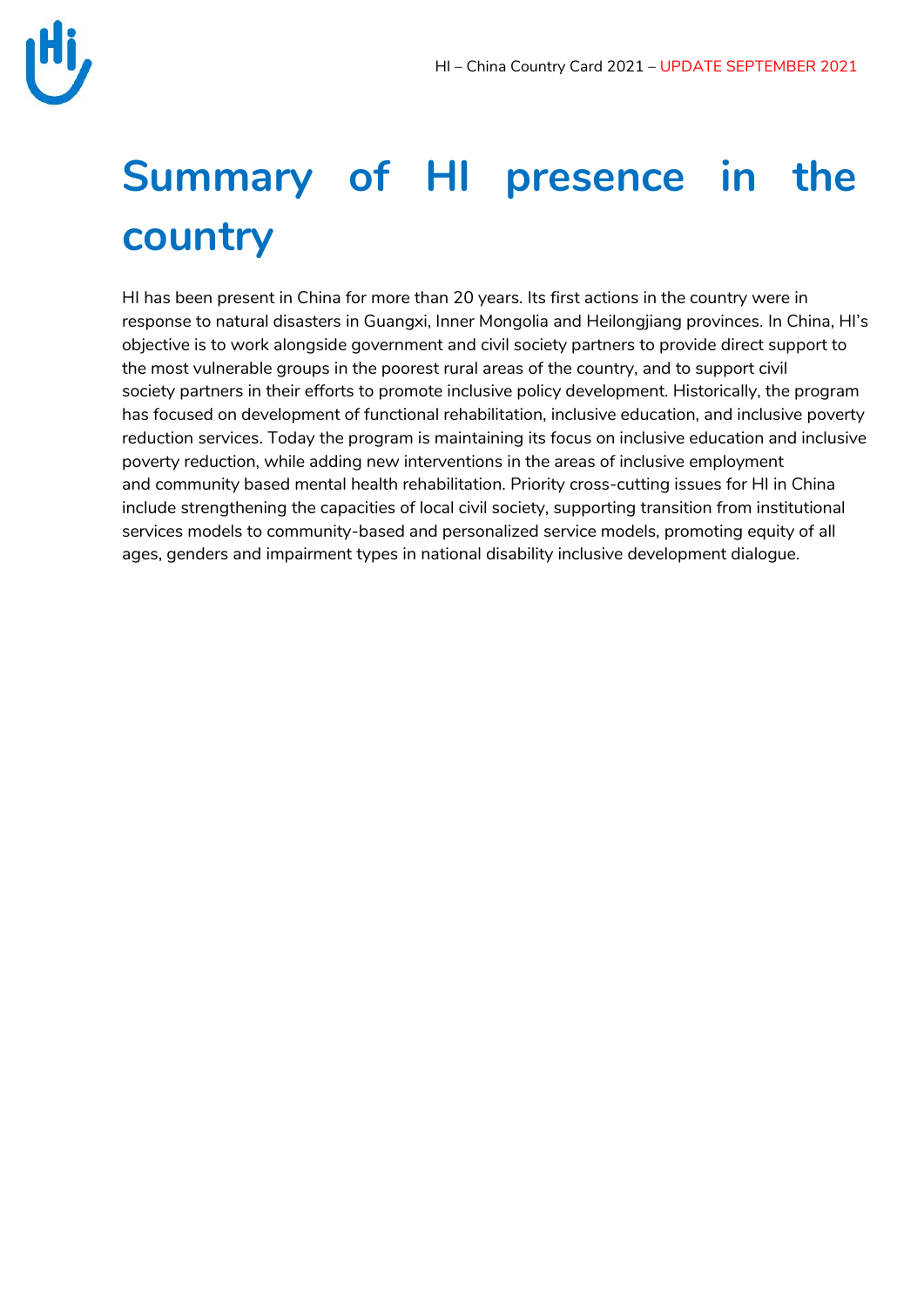# Summary of HI presence in the country

HI has been present in China for more than 20 years. Its first actions in the country were in response to natural disasters in Guangxi, Inner Mongolia and Heilongjiang provinces. In China, HI's objective is to work alongside government and civil society partners to provide direct support to the most vulnerable groups in the poorest rural areas of the country, and to support civil society partners in their efforts to promote inclusive policy development. Historically, the program has focused on development of functional rehabilitation, inclusive education, and inclusive poverty reduction services. Today the program is maintaining its focus on inclusive education and inclusive poverty reduction, while adding new interventions in the areas of inclusive employment and community based mental health rehabilitation. Priority cross-cutting issues for HI in China include strengthening the capacities of local civil society, supporting transition from institutional services models to community-based and personalized service models, promoting equity of all ages, genders and impairment types in national disability inclusive development dialogue.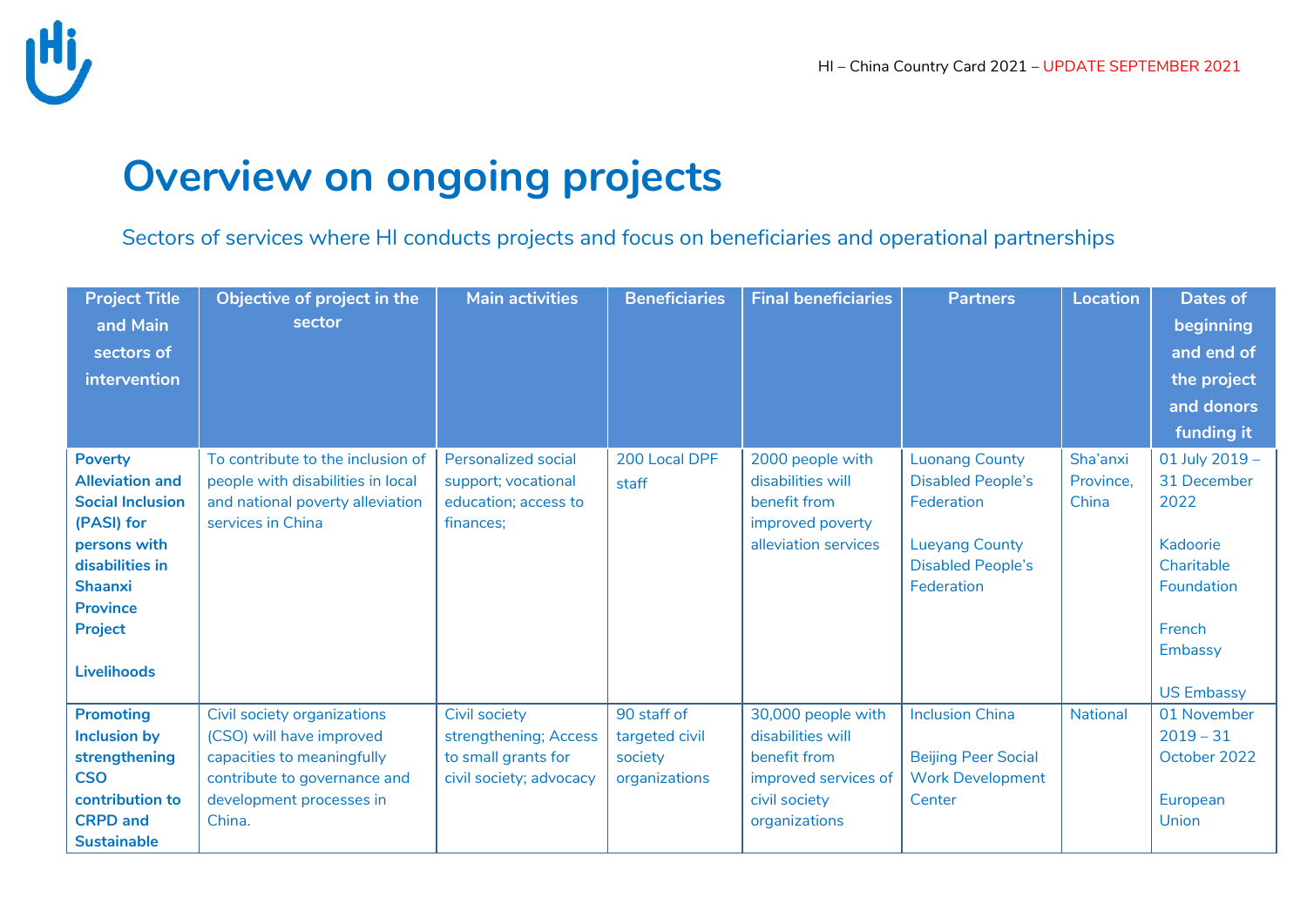# Overview on ongoing projects

Sectors of services where HI conducts projects and focus on beneficiaries and operational partnerships

| Project Title and Main sectors of intervention | Objective of project in the sector | Main activities | Beneficiaries | Final beneficiaries | Partners | Location | Dates of beginning and end of the project and donors funding it |
|---|---|---|---|---|---|---|---|
| **Poverty Alleviation and Social Inclusion (PASI) for persons with disabilities in Shaanxi Province Project**<br><br>**Livelihoods** | To contribute to the inclusion of people with disabilities in local and national poverty alleviation services in China | Personalized social support; vocational education; access to finances; | 200 Local DPF staff | 2000 people with disabilities will benefit from improved poverty alleviation services | Luonang County Disabled People's Federation<br><br>Lueyang County Disabled People's Federation | Sha'anxi Province, China | 01 July 2019 – 31 December 2022<br><br>Kadoorie Charitable Foundation<br><br>French Embassy<br><br>US Embassy |
| **Promoting Inclusion by strengthening CSO contribution to CRPD and Sustainable** | Civil society organizations (CSO) will have improved capacities to meaningfully contribute to governance and development processes in China. | Civil society strengthening; Access to small grants for civil society; advocacy | 90 staff of targeted civil society organizations | 30,000 people with disabilities will benefit from improved services of civil society organizations | Inclusion China<br><br>Beijing Peer Social Work Development Center | National | 01 November 2019 – 31 October 2022<br><br>European Union |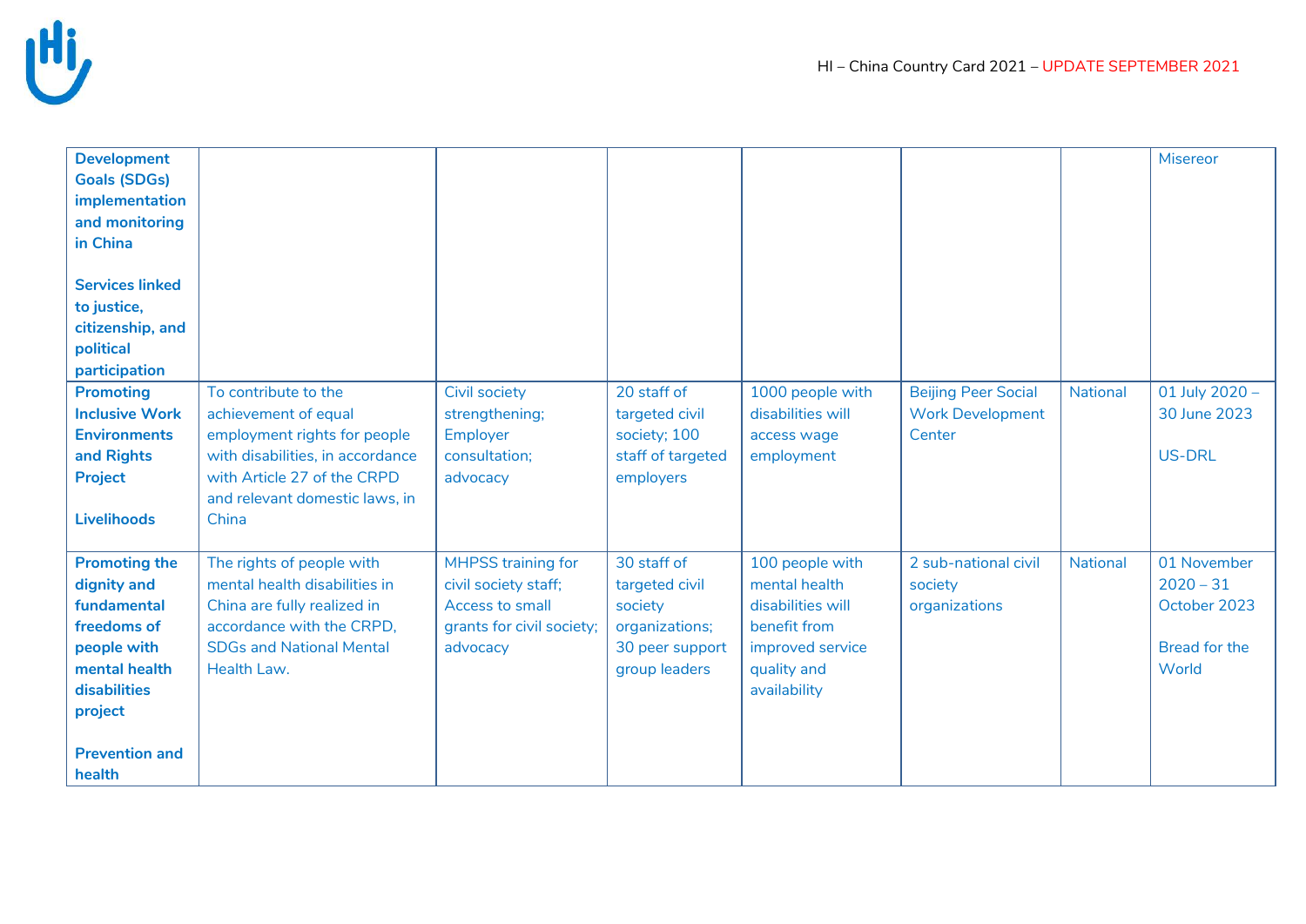| | | | | | | | |
|---|---|---|---|---|---|---|---|
| **Development Goals (SDGs) implementation and monitoring in China**<br><br>**Services linked to justice, citizenship, and political participation** | | | | | | | Misereor |
| **Promoting Inclusive Work Environments and Rights Project**<br><br>**Livelihoods** | To contribute to the achievement of equal employment rights for people with disabilities, in accordance with Article 27 of the CRPD and relevant domestic laws, in China | Civil society strengthening; Employer consultation; advocacy | 20 staff of targeted civil society; 100 staff of targeted employers | 1000 people with disabilities will access wage employment | Beijing Peer Social Work Development Center | National | 01 July 2020 – 30 June 2023<br><br>US-DRL |
| **Promoting the dignity and fundamental freedoms of people with mental health disabilities project**<br><br>**Prevention and health** | The rights of people with mental health disabilities in China are fully realized in accordance with the CRPD, SDGs and National Mental Health Law. | MHPSS training for civil society staff; Access to small grants for civil society; advocacy | 30 staff of targeted civil society organizations; 30 peer support group leaders | 100 people with mental health disabilities will benefit from improved service quality and availability | 2 sub-national civil society organizations | National | 01 November 2020 – 31 October 2023<br><br>Bread for the World |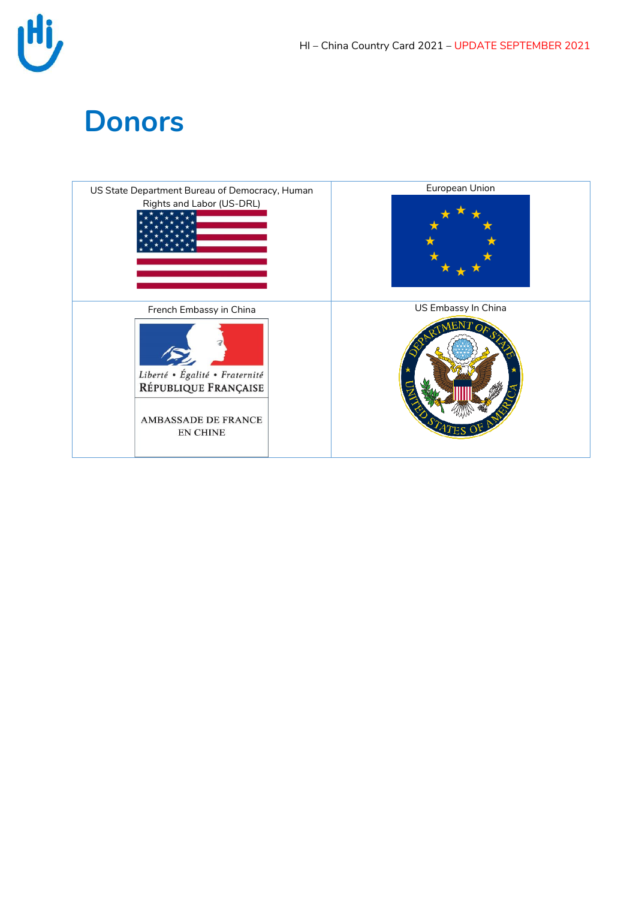# Donors

| | |
|---|---|
| US State Department Bureau of Democracy, Human Rights and Labor (US-DRL) | European Union |
| French Embassy in China<br>Liberté • Égalité • Fraternité<br>RÉPUBLIQUE FRANÇAISE<br>AMBASSADE DE FRANCE EN CHINE | US Embassy In China<br>DEPARTMENT OF STATE • UNITED STATES OF AMERICA |